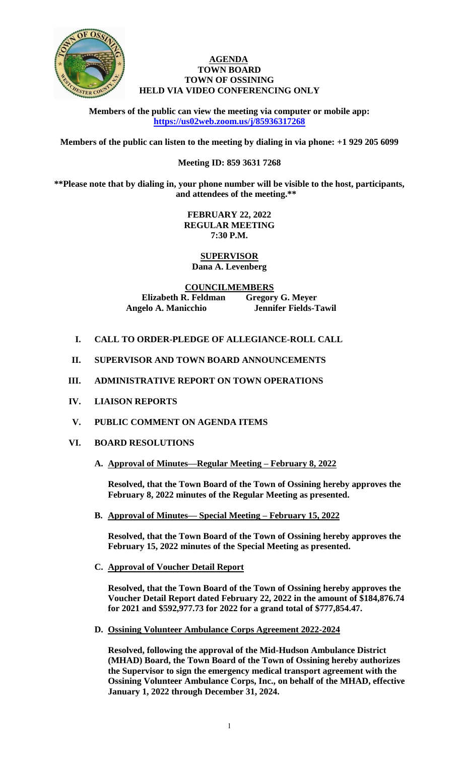# AGENDA
## TOWN BOARD
## TOWN OF OSSINING
## HELD VIA VIDEO CONFERENCING ONLY

**Members of the public can view the meeting via computer or mobile app: https://us02web.zoom.us/j/85936317268**

**Members of the public can listen to the meeting by dialing in via phone: +1 929 205 6099**

**Meeting ID: 859 3631 7268**

**\*\*Please note that by dialing in, your phone number will be visible to the host, participants, and attendees of the meeting.\*\***

**FEBRUARY 22, 2022**
**REGULAR MEETING**
**7:30 P.M.**

**SUPERVISOR**
**Dana A. Levenberg**

**COUNCILMEMBERS**

| | |
|---|---|
| **Elizabeth R. Feldman** | **Gregory G. Meyer** |
| **Angelo A. Manicchio** | **Jennifer Fields-Tawil** |

**I. CALL TO ORDER-PLEDGE OF ALLEGIANCE-ROLL CALL**

**II. SUPERVISOR AND TOWN BOARD ANNOUNCEMENTS**

**III. ADMINISTRATIVE REPORT ON TOWN OPERATIONS**

**IV. LIAISON REPORTS**

**V. PUBLIC COMMENT ON AGENDA ITEMS**

**VI. BOARD RESOLUTIONS**

**A. Approval of Minutes—Regular Meeting – February 8, 2022**

**Resolved, that the Town Board of the Town of Ossining hereby approves the February 8, 2022 minutes of the Regular Meeting as presented.**

**B. Approval of Minutes— Special Meeting – February 15, 2022**

**Resolved, that the Town Board of the Town of Ossining hereby approves the February 15, 2022 minutes of the Special Meeting as presented.**

**C. Approval of Voucher Detail Report**

**Resolved, that the Town Board of the Town of Ossining hereby approves the Voucher Detail Report dated February 22, 2022 in the amount of $184,876.74 for 2021 and $592,977.73 for 2022 for a grand total of $777,854.47.**

**D. Ossining Volunteer Ambulance Corps Agreement 2022-2024**

**Resolved, following the approval of the Mid-Hudson Ambulance District (MHAD) Board, the Town Board of the Town of Ossining hereby authorizes the Supervisor to sign the emergency medical transport agreement with the Ossining Volunteer Ambulance Corps, Inc., on behalf of the MHAD, effective January 1, 2022 through December 31, 2024.**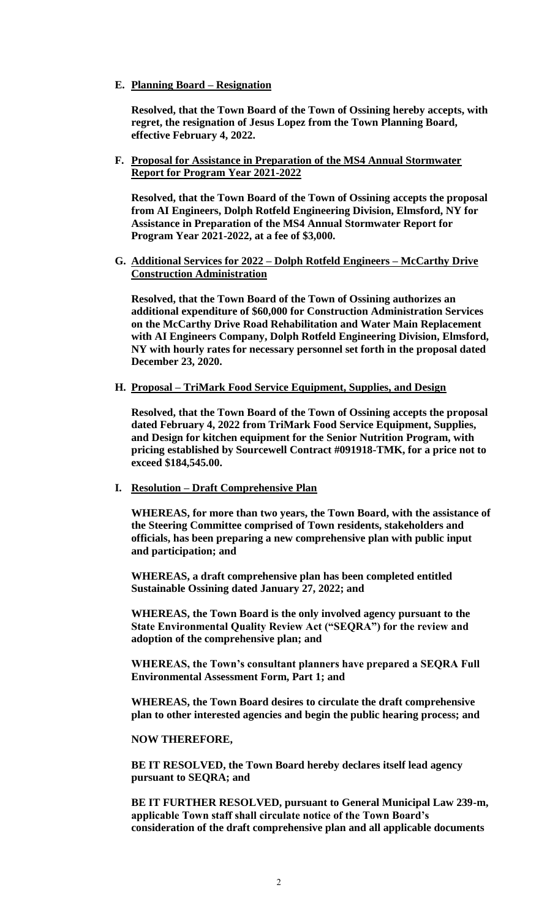**E. Planning Board – Resignation**

**Resolved, that the Town Board of the Town of Ossining hereby accepts, with regret, the resignation of Jesus Lopez from the Town Planning Board, effective February 4, 2022.**

**F. Proposal for Assistance in Preparation of the MS4 Annual Stormwater Report for Program Year 2021-2022**

**Resolved, that the Town Board of the Town of Ossining accepts the proposal from AI Engineers, Dolph Rotfeld Engineering Division, Elmsford, NY for Assistance in Preparation of the MS4 Annual Stormwater Report for Program Year 2021-2022, at a fee of $3,000.**

**G. Additional Services for 2022 – Dolph Rotfeld Engineers – McCarthy Drive Construction Administration**

**Resolved, that the Town Board of the Town of Ossining authorizes an additional expenditure of $60,000 for Construction Administration Services on the McCarthy Drive Road Rehabilitation and Water Main Replacement with AI Engineers Company, Dolph Rotfeld Engineering Division, Elmsford, NY with hourly rates for necessary personnel set forth in the proposal dated December 23, 2020.**

**H. Proposal – TriMark Food Service Equipment, Supplies, and Design**

**Resolved, that the Town Board of the Town of Ossining accepts the proposal dated February 4, 2022 from TriMark Food Service Equipment, Supplies, and Design for kitchen equipment for the Senior Nutrition Program, with pricing established by Sourcewell Contract #091918-TMK, for a price not to exceed $184,545.00.**

**I. Resolution – Draft Comprehensive Plan**

**WHEREAS, for more than two years, the Town Board, with the assistance of the Steering Committee comprised of Town residents, stakeholders and officials, has been preparing a new comprehensive plan with public input and participation; and**

**WHEREAS, a draft comprehensive plan has been completed entitled Sustainable Ossining dated January 27, 2022; and**

**WHEREAS, the Town Board is the only involved agency pursuant to the State Environmental Quality Review Act ("SEQRA") for the review and adoption of the comprehensive plan; and**

**WHEREAS, the Town's consultant planners have prepared a SEQRA Full Environmental Assessment Form, Part 1; and**

**WHEREAS, the Town Board desires to circulate the draft comprehensive plan to other interested agencies and begin the public hearing process; and**

**NOW THEREFORE,**

**BE IT RESOLVED, the Town Board hereby declares itself lead agency pursuant to SEQRA; and**

**BE IT FURTHER RESOLVED, pursuant to General Municipal Law 239-m, applicable Town staff shall circulate notice of the Town Board's consideration of the draft comprehensive plan and all applicable documents**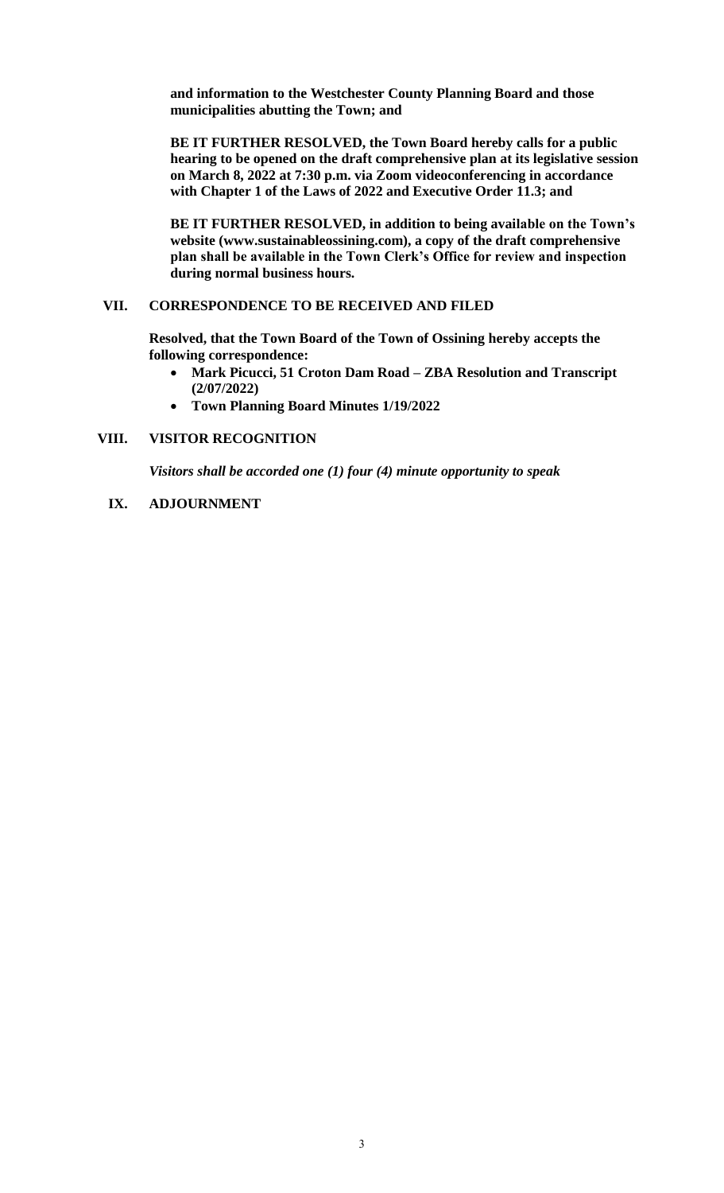**and information to the Westchester County Planning Board and those municipalities abutting the Town; and**

**BE IT FURTHER RESOLVED, the Town Board hereby calls for a public hearing to be opened on the draft comprehensive plan at its legislative session on March 8, 2022 at 7:30 p.m. via Zoom videoconferencing in accordance with Chapter 1 of the Laws of 2022 and Executive Order 11.3; and**

**BE IT FURTHER RESOLVED, in addition to being available on the Town's website (www.sustainableossining.com), a copy of the draft comprehensive plan shall be available in the Town Clerk's Office for review and inspection during normal business hours.**

## VII. CORRESPONDENCE TO BE RECEIVED AND FILED

**Resolved, that the Town Board of the Town of Ossining hereby accepts the following correspondence:**

- **Mark Picucci, 51 Croton Dam Road – ZBA Resolution and Transcript (2/07/2022)**
- **Town Planning Board Minutes 1/19/2022**

## VIII. VISITOR RECOGNITION

***Visitors shall be accorded one (1) four (4) minute opportunity to speak***

## IX. ADJOURNMENT